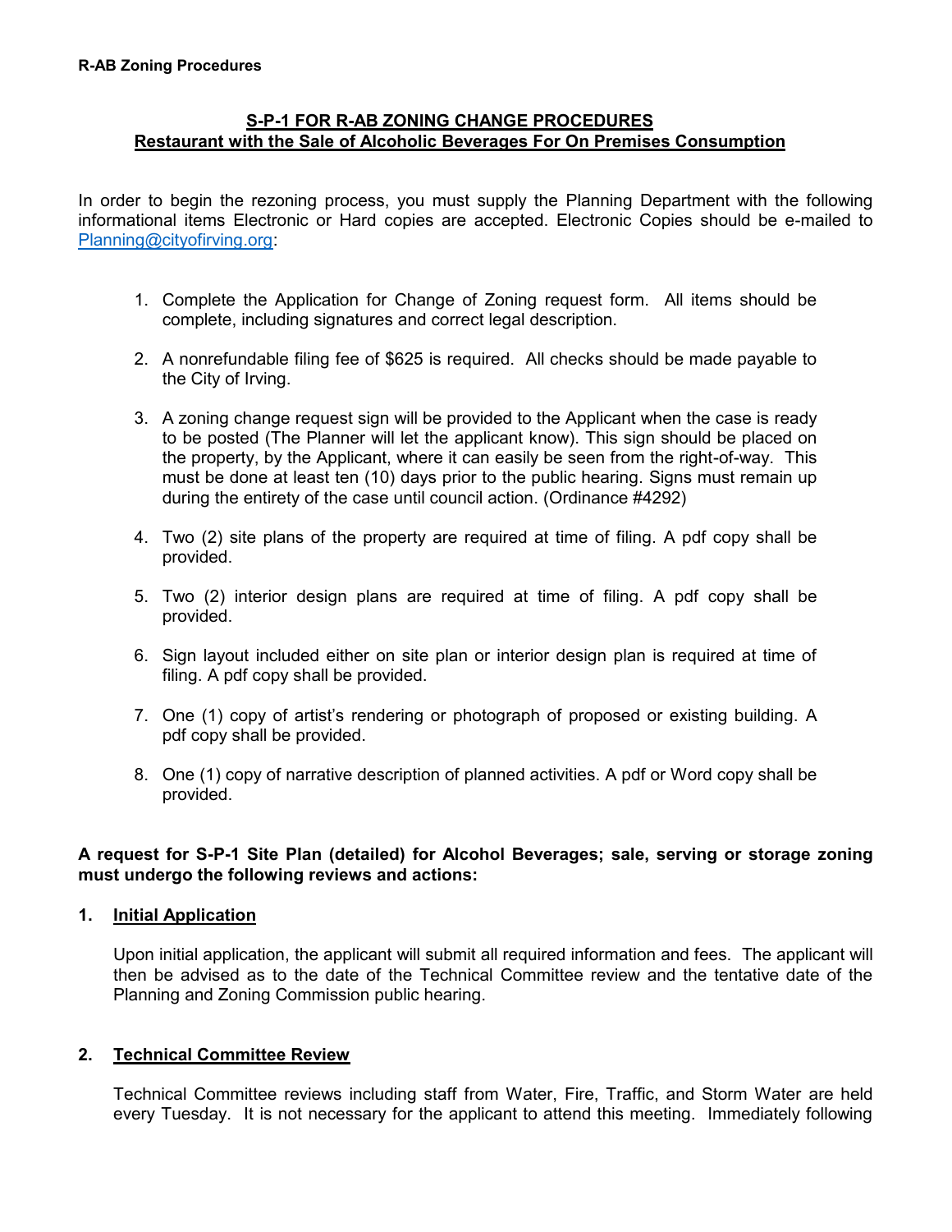**R-AB Zoning Procedures**

## S-P-1 FOR R-AB ZONING CHANGE PROCEDURES
## Restaurant with the Sale of Alcoholic Beverages For On Premises Consumption

In order to begin the rezoning process, you must supply the Planning Department with the following informational items Electronic or Hard copies are accepted. Electronic Copies should be e-mailed to Planning@cityofirving.org:

1. Complete the Application for Change of Zoning request form. All items should be complete, including signatures and correct legal description.

2. A nonrefundable filing fee of $625 is required. All checks should be made payable to the City of Irving.

3. A zoning change request sign will be provided to the Applicant when the case is ready to be posted (The Planner will let the applicant know). This sign should be placed on the property, by the Applicant, where it can easily be seen from the right-of-way. This must be done at least ten (10) days prior to the public hearing. Signs must remain up during the entirety of the case until council action. (Ordinance #4292)

4. Two (2) site plans of the property are required at time of filing. A pdf copy shall be provided.

5. Two (2) interior design plans are required at time of filing. A pdf copy shall be provided.

6. Sign layout included either on site plan or interior design plan is required at time of filing. A pdf copy shall be provided.

7. One (1) copy of artist's rendering or photograph of proposed or existing building. A pdf copy shall be provided.

8. One (1) copy of narrative description of planned activities. A pdf or Word copy shall be provided.

**A request for S-P-1 Site Plan (detailed) for Alcohol Beverages; sale, serving or storage zoning must undergo the following reviews and actions:**

### 1. Initial Application

Upon initial application, the applicant will submit all required information and fees. The applicant will then be advised as to the date of the Technical Committee review and the tentative date of the Planning and Zoning Commission public hearing.

### 2. Technical Committee Review

Technical Committee reviews including staff from Water, Fire, Traffic, and Storm Water are held every Tuesday. It is not necessary for the applicant to attend this meeting. Immediately following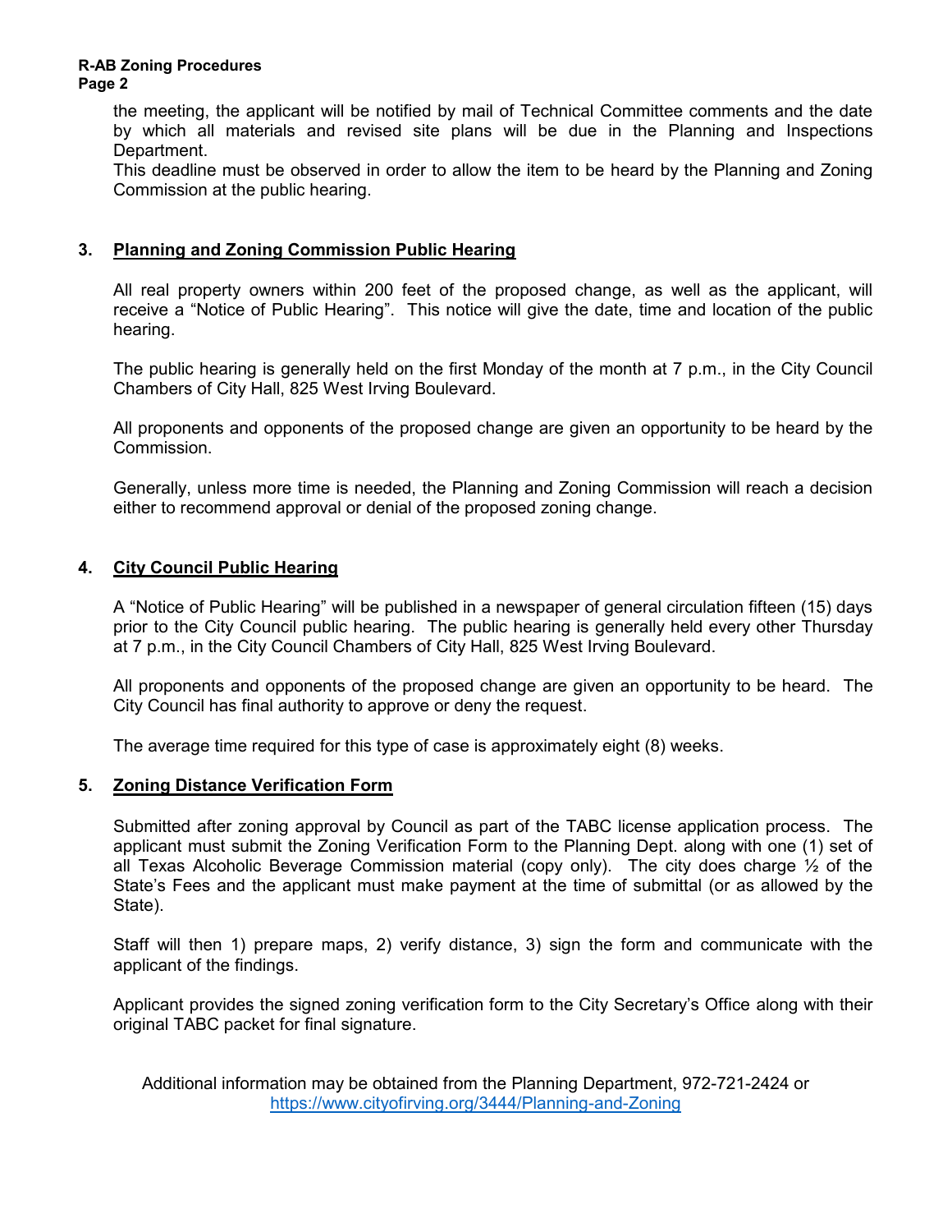the meeting, the applicant will be notified by mail of Technical Committee comments and the date by which all materials and revised site plans will be due in the Planning and Inspections Department.
This deadline must be observed in order to allow the item to be heard by the Planning and Zoning Commission at the public hearing.

**3. Planning and Zoning Commission Public Hearing**

All real property owners within 200 feet of the proposed change, as well as the applicant, will receive a "Notice of Public Hearing". This notice will give the date, time and location of the public hearing.

The public hearing is generally held on the first Monday of the month at 7 p.m., in the City Council Chambers of City Hall, 825 West Irving Boulevard.

All proponents and opponents of the proposed change are given an opportunity to be heard by the Commission.

Generally, unless more time is needed, the Planning and Zoning Commission will reach a decision either to recommend approval or denial of the proposed zoning change.

**4. City Council Public Hearing**

A "Notice of Public Hearing" will be published in a newspaper of general circulation fifteen (15) days prior to the City Council public hearing. The public hearing is generally held every other Thursday at 7 p.m., in the City Council Chambers of City Hall, 825 West Irving Boulevard.

All proponents and opponents of the proposed change are given an opportunity to be heard. The City Council has final authority to approve or deny the request.

The average time required for this type of case is approximately eight (8) weeks.

**5. Zoning Distance Verification Form**

Submitted after zoning approval by Council as part of the TABC license application process. The applicant must submit the Zoning Verification Form to the Planning Dept. along with one (1) set of all Texas Alcoholic Beverage Commission material (copy only). The city does charge ½ of the State's Fees and the applicant must make payment at the time of submittal (or as allowed by the State).

Staff will then 1) prepare maps, 2) verify distance, 3) sign the form and communicate with the applicant of the findings.

Applicant provides the signed zoning verification form to the City Secretary's Office along with their original TABC packet for final signature.

Additional information may be obtained from the Planning Department, 972-721-2424 or https://www.cityofirving.org/3444/Planning-and-Zoning